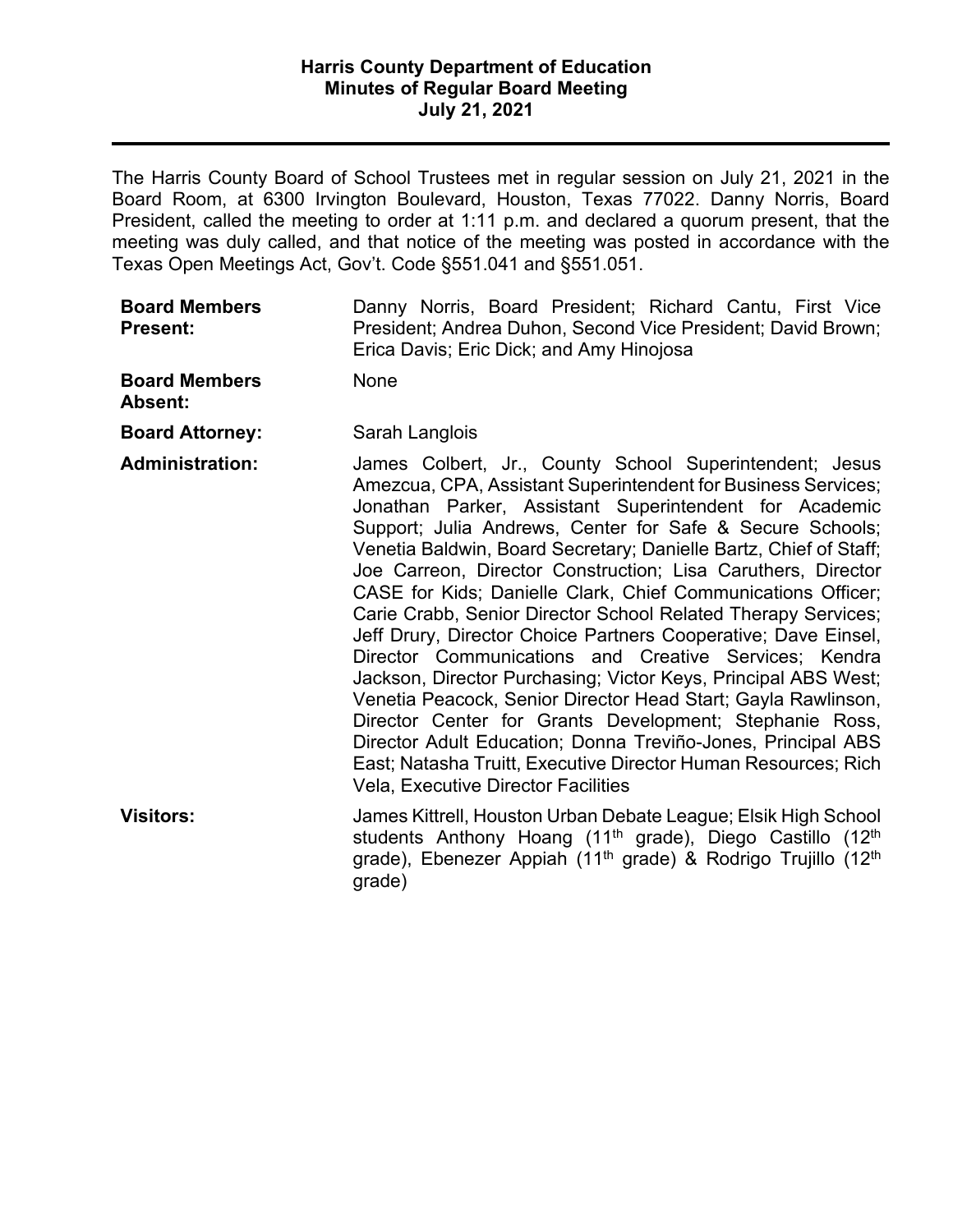# Harris County Department of Education
## Minutes of Regular Board Meeting
## July 21, 2021

---

The Harris County Board of School Trustees met in regular session on July 21, 2021 in the Board Room, at 6300 Irvington Boulevard, Houston, Texas 77022. Danny Norris, Board President, called the meeting to order at 1:11 p.m. and declared a quorum present, that the meeting was duly called, and that notice of the meeting was posted in accordance with the Texas Open Meetings Act, Gov't. Code §551.041 and §551.051.

**Board Members Present:** Danny Norris, Board President; Richard Cantu, First Vice President; Andrea Duhon, Second Vice President; David Brown; Erica Davis; Eric Dick; and Amy Hinojosa

**Board Members Absent:** None

**Board Attorney:** Sarah Langlois

**Administration:** James Colbert, Jr., County School Superintendent; Jesus Amezcua, CPA, Assistant Superintendent for Business Services; Jonathan Parker, Assistant Superintendent for Academic Support; Julia Andrews, Center for Safe & Secure Schools; Venetia Baldwin, Board Secretary; Danielle Bartz, Chief of Staff; Joe Carreon, Director Construction; Lisa Caruthers, Director CASE for Kids; Danielle Clark, Chief Communications Officer; Carie Crabb, Senior Director School Related Therapy Services; Jeff Drury, Director Choice Partners Cooperative; Dave Einsel, Director Communications and Creative Services; Kendra Jackson, Director Purchasing; Victor Keys, Principal ABS West; Venetia Peacock, Senior Director Head Start; Gayla Rawlinson, Director Center for Grants Development; Stephanie Ross, Director Adult Education; Donna Treviño-Jones, Principal ABS East; Natasha Truitt, Executive Director Human Resources; Rich Vela, Executive Director Facilities

**Visitors:** James Kittrell, Houston Urban Debate League; Elsik High School students Anthony Hoang (11th grade), Diego Castillo (12th grade), Ebenezer Appiah (11th grade) & Rodrigo Trujillo (12th grade)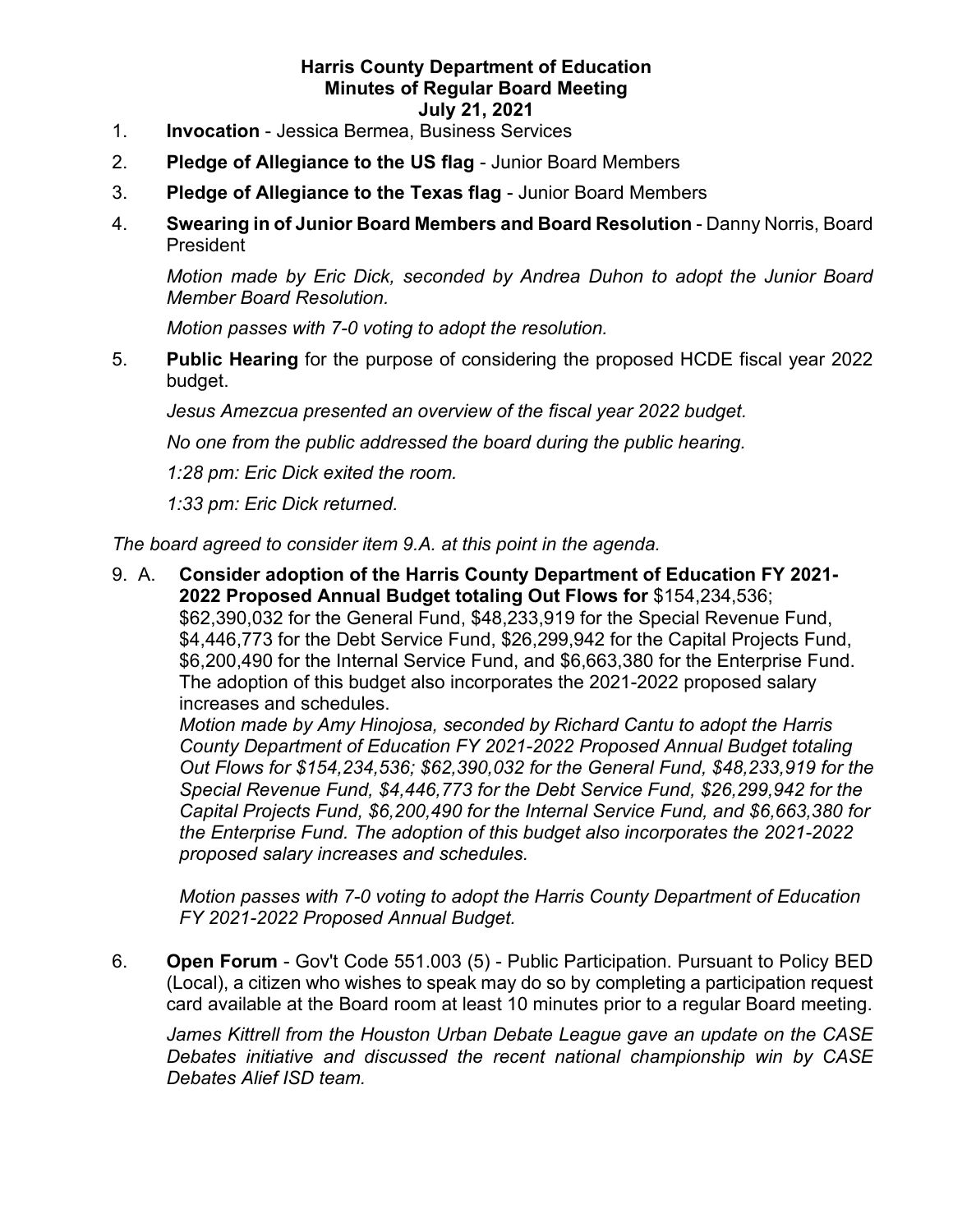**Harris County Department of Education**
**Minutes of Regular Board Meeting**
**July 21, 2021**

1. **Invocation** - Jessica Bermea, Business Services

2. **Pledge of Allegiance to the US flag** - Junior Board Members

3. **Pledge of Allegiance to the Texas flag** - Junior Board Members

4. **Swearing in of Junior Board Members and Board Resolution** - Danny Norris, Board President

   *Motion made by Eric Dick, seconded by Andrea Duhon to adopt the Junior Board Member Board Resolution.*

   *Motion passes with 7-0 voting to adopt the resolution.*

5. **Public Hearing** for the purpose of considering the proposed HCDE fiscal year 2022 budget.

   *Jesus Amezcua presented an overview of the fiscal year 2022 budget.*

   *No one from the public addressed the board during the public hearing.*

   *1:28 pm: Eric Dick exited the room.*

   *1:33 pm: Eric Dick returned.*

*The board agreed to consider item 9.A. at this point in the agenda.*

9. A. **Consider adoption of the Harris County Department of Education FY 2021-2022 Proposed Annual Budget totaling Out Flows for** $154,234,536; $62,390,032 for the General Fund, $48,233,919 for the Special Revenue Fund, $4,446,773 for the Debt Service Fund, $26,299,942 for the Capital Projects Fund, $6,200,490 for the Internal Service Fund, and $6,663,380 for the Enterprise Fund. The adoption of this budget also incorporates the 2021-2022 proposed salary increases and schedules.

   *Motion made by Amy Hinojosa, seconded by Richard Cantu to adopt the Harris County Department of Education FY 2021-2022 Proposed Annual Budget totaling Out Flows for $154,234,536; $62,390,032 for the General Fund, $48,233,919 for the Special Revenue Fund, $4,446,773 for the Debt Service Fund, $26,299,942 for the Capital Projects Fund, $6,200,490 for the Internal Service Fund, and $6,663,380 for the Enterprise Fund. The adoption of this budget also incorporates the 2021-2022 proposed salary increases and schedules.*

   *Motion passes with 7-0 voting to adopt the Harris County Department of Education FY 2021-2022 Proposed Annual Budget.*

6. **Open Forum** - Gov't Code 551.003 (5) - Public Participation. Pursuant to Policy BED (Local), a citizen who wishes to speak may do so by completing a participation request card available at the Board room at least 10 minutes prior to a regular Board meeting.

   *James Kittrell from the Houston Urban Debate League gave an update on the CASE Debates initiative and discussed the recent national championship win by CASE Debates Alief ISD team.*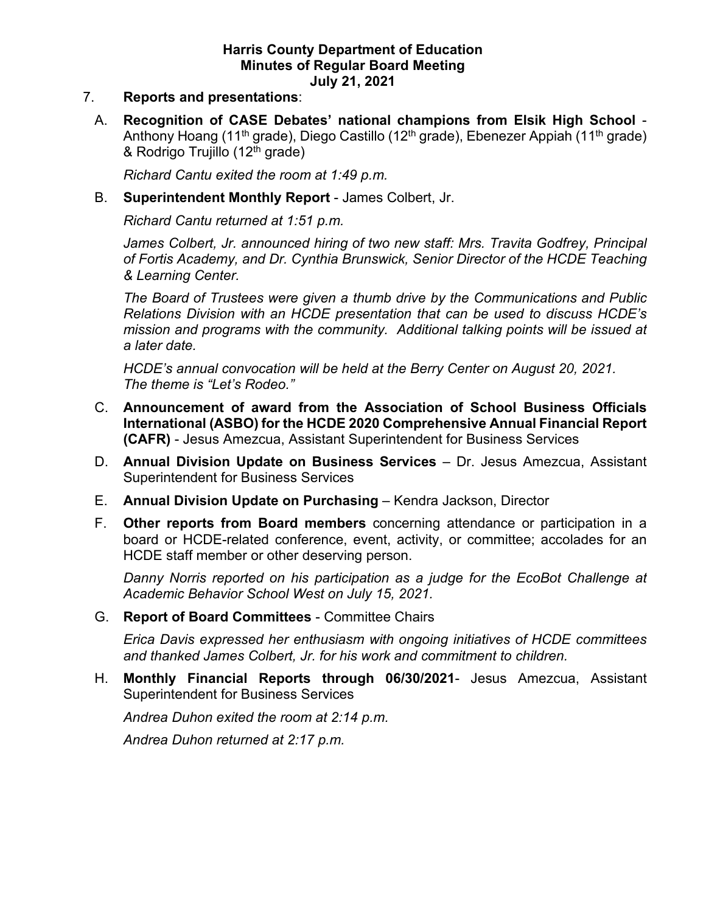**Harris County Department of Education**
**Minutes of Regular Board Meeting**
**July 21, 2021**

7. **Reports and presentations**:

   A. **Recognition of CASE Debates' national champions from Elsik High School** - Anthony Hoang (11th grade), Diego Castillo (12th grade), Ebenezer Appiah (11th grade) & Rodrigo Trujillo (12th grade)

   *Richard Cantu exited the room at 1:49 p.m.*

   B. **Superintendent Monthly Report** - James Colbert, Jr.

   *Richard Cantu returned at 1:51 p.m.*

   *James Colbert, Jr. announced hiring of two new staff: Mrs. Travita Godfrey, Principal of Fortis Academy, and Dr. Cynthia Brunswick, Senior Director of the HCDE Teaching & Learning Center.*

   *The Board of Trustees were given a thumb drive by the Communications and Public Relations Division with an HCDE presentation that can be used to discuss HCDE's mission and programs with the community. Additional talking points will be issued at a later date.*

   *HCDE's annual convocation will be held at the Berry Center on August 20, 2021. The theme is "Let's Rodeo."*

   C. **Announcement of award from the Association of School Business Officials International (ASBO) for the HCDE 2020 Comprehensive Annual Financial Report (CAFR)** - Jesus Amezcua, Assistant Superintendent for Business Services

   D. **Annual Division Update on Business Services** – Dr. Jesus Amezcua, Assistant Superintendent for Business Services

   E. **Annual Division Update on Purchasing** – Kendra Jackson, Director

   F. **Other reports from Board members** concerning attendance or participation in a board or HCDE-related conference, event, activity, or committee; accolades for an HCDE staff member or other deserving person.

   *Danny Norris reported on his participation as a judge for the EcoBot Challenge at Academic Behavior School West on July 15, 2021.*

   G. **Report of Board Committees** - Committee Chairs

   *Erica Davis expressed her enthusiasm with ongoing initiatives of HCDE committees and thanked James Colbert, Jr. for his work and commitment to children.*

   H. **Monthly Financial Reports through 06/30/2021**- Jesus Amezcua, Assistant Superintendent for Business Services

   *Andrea Duhon exited the room at 2:14 p.m.*

   *Andrea Duhon returned at 2:17 p.m.*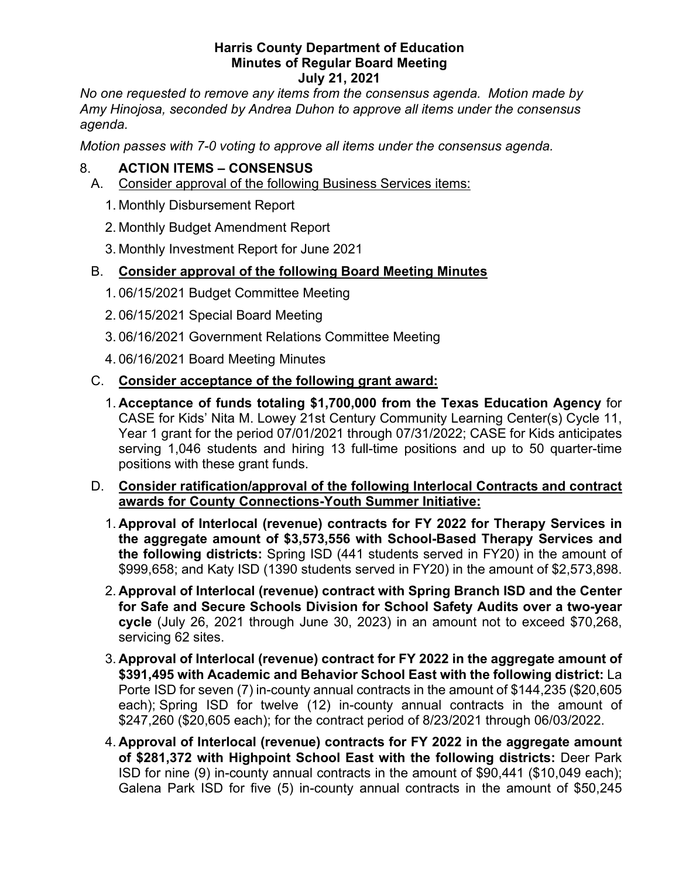**Harris County Department of Education**
**Minutes of Regular Board Meeting**
**July 21, 2021**

*No one requested to remove any items from the consensus agenda. Motion made by Amy Hinojosa, seconded by Andrea Duhon to approve all items under the consensus agenda.*

*Motion passes with 7-0 voting to approve all items under the consensus agenda.*

8. **ACTION ITEMS – CONSENSUS**

   A. Consider approval of the following Business Services items:

      1. Monthly Disbursement Report
      2. Monthly Budget Amendment Report
      3. Monthly Investment Report for June 2021

   B. **Consider approval of the following Board Meeting Minutes**

      1. 06/15/2021 Budget Committee Meeting
      2. 06/15/2021 Special Board Meeting
      3. 06/16/2021 Government Relations Committee Meeting
      4. 06/16/2021 Board Meeting Minutes

   C. **Consider acceptance of the following grant award:**

      1. **Acceptance of funds totaling $1,700,000 from the Texas Education Agency** for CASE for Kids' Nita M. Lowey 21st Century Community Learning Center(s) Cycle 11, Year 1 grant for the period 07/01/2021 through 07/31/2022; CASE for Kids anticipates serving 1,046 students and hiring 13 full-time positions and up to 50 quarter-time positions with these grant funds.

   D. **Consider ratification/approval of the following Interlocal Contracts and contract awards for County Connections-Youth Summer Initiative:**

      1. **Approval of Interlocal (revenue) contracts for FY 2022 for Therapy Services in the aggregate amount of $3,573,556 with School-Based Therapy Services and the following districts:** Spring ISD (441 students served in FY20) in the amount of $999,658; and Katy ISD (1390 students served in FY20) in the amount of $2,573,898.
      2. **Approval of Interlocal (revenue) contract with Spring Branch ISD and the Center for Safe and Secure Schools Division for School Safety Audits over a two-year cycle** (July 26, 2021 through June 30, 2023) in an amount not to exceed $70,268, servicing 62 sites.
      3. **Approval of Interlocal (revenue) contract for FY 2022 in the aggregate amount of $391,495 with Academic and Behavior School East with the following district:** La Porte ISD for seven (7) in-county annual contracts in the amount of $144,235 ($20,605 each); Spring ISD for twelve (12) in-county annual contracts in the amount of $247,260 ($20,605 each); for the contract period of 8/23/2021 through 06/03/2022.
      4. **Approval of Interlocal (revenue) contracts for FY 2022 in the aggregate amount of $281,372 with Highpoint School East with the following districts:** Deer Park ISD for nine (9) in-county annual contracts in the amount of $90,441 ($10,049 each); Galena Park ISD for five (5) in-county annual contracts in the amount of $50,245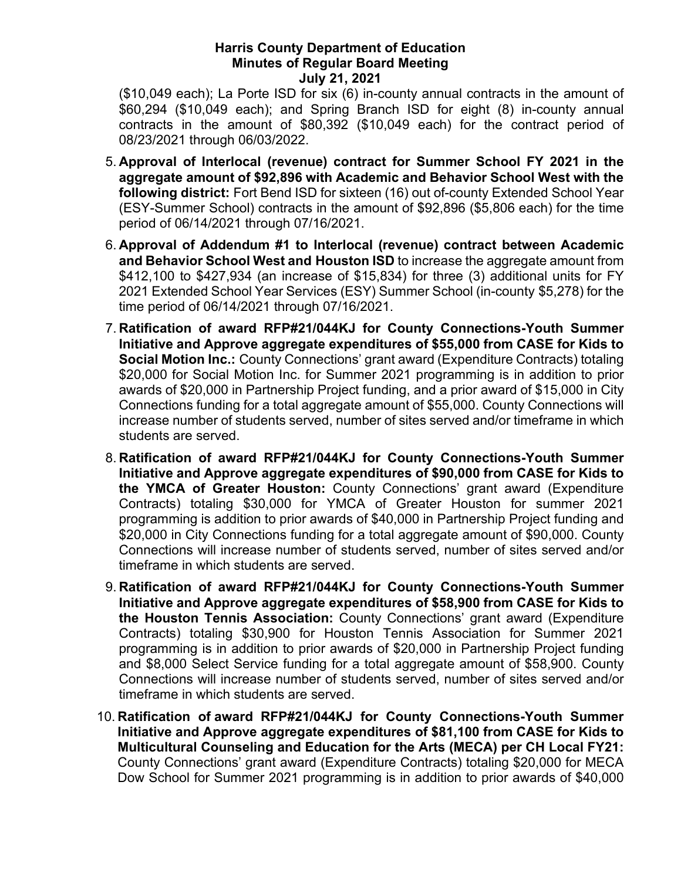($10,049 each); La Porte ISD for six (6) in-county annual contracts in the amount of $60,294 ($10,049 each); and Spring Branch ISD for eight (8) in-county annual contracts in the amount of $80,392 ($10,049 each) for the contract period of 08/23/2021 through 06/03/2022.

5. **Approval of Interlocal (revenue) contract for Summer School FY 2021 in the aggregate amount of $92,896 with Academic and Behavior School West with the following district:** Fort Bend ISD for sixteen (16) out of-county Extended School Year (ESY-Summer School) contracts in the amount of $92,896 ($5,806 each) for the time period of 06/14/2021 through 07/16/2021.

6. **Approval of Addendum #1 to Interlocal (revenue) contract between Academic and Behavior School West and Houston ISD** to increase the aggregate amount from $412,100 to $427,934 (an increase of $15,834) for three (3) additional units for FY 2021 Extended School Year Services (ESY) Summer School (in-county $5,278) for the time period of 06/14/2021 through 07/16/2021.

7. **Ratification of award RFP#21/044KJ for County Connections-Youth Summer Initiative and Approve aggregate expenditures of $55,000 from CASE for Kids to Social Motion Inc.:** County Connections' grant award (Expenditure Contracts) totaling $20,000 for Social Motion Inc. for Summer 2021 programming is in addition to prior awards of $20,000 in Partnership Project funding, and a prior award of $15,000 in City Connections funding for a total aggregate amount of $55,000. County Connections will increase number of students served, number of sites served and/or timeframe in which students are served.

8. **Ratification of award RFP#21/044KJ for County Connections-Youth Summer Initiative and Approve aggregate expenditures of $90,000 from CASE for Kids to the YMCA of Greater Houston:** County Connections' grant award (Expenditure Contracts) totaling $30,000 for YMCA of Greater Houston for summer 2021 programming is addition to prior awards of $40,000 in Partnership Project funding and $20,000 in City Connections funding for a total aggregate amount of $90,000. County Connections will increase number of students served, number of sites served and/or timeframe in which students are served.

9. **Ratification of award RFP#21/044KJ for County Connections-Youth Summer Initiative and Approve aggregate expenditures of $58,900 from CASE for Kids to the Houston Tennis Association:** County Connections' grant award (Expenditure Contracts) totaling $30,900 for Houston Tennis Association for Summer 2021 programming is in addition to prior awards of $20,000 in Partnership Project funding and $8,000 Select Service funding for a total aggregate amount of $58,900. County Connections will increase number of students served, number of sites served and/or timeframe in which students are served.

10. **Ratification of award RFP#21/044KJ for County Connections-Youth Summer Initiative and Approve aggregate expenditures of $81,100 from CASE for Kids to Multicultural Counseling and Education for the Arts (MECA) per CH Local FY21:** County Connections' grant award (Expenditure Contracts) totaling $20,000 for MECA Dow School for Summer 2021 programming is in addition to prior awards of $40,000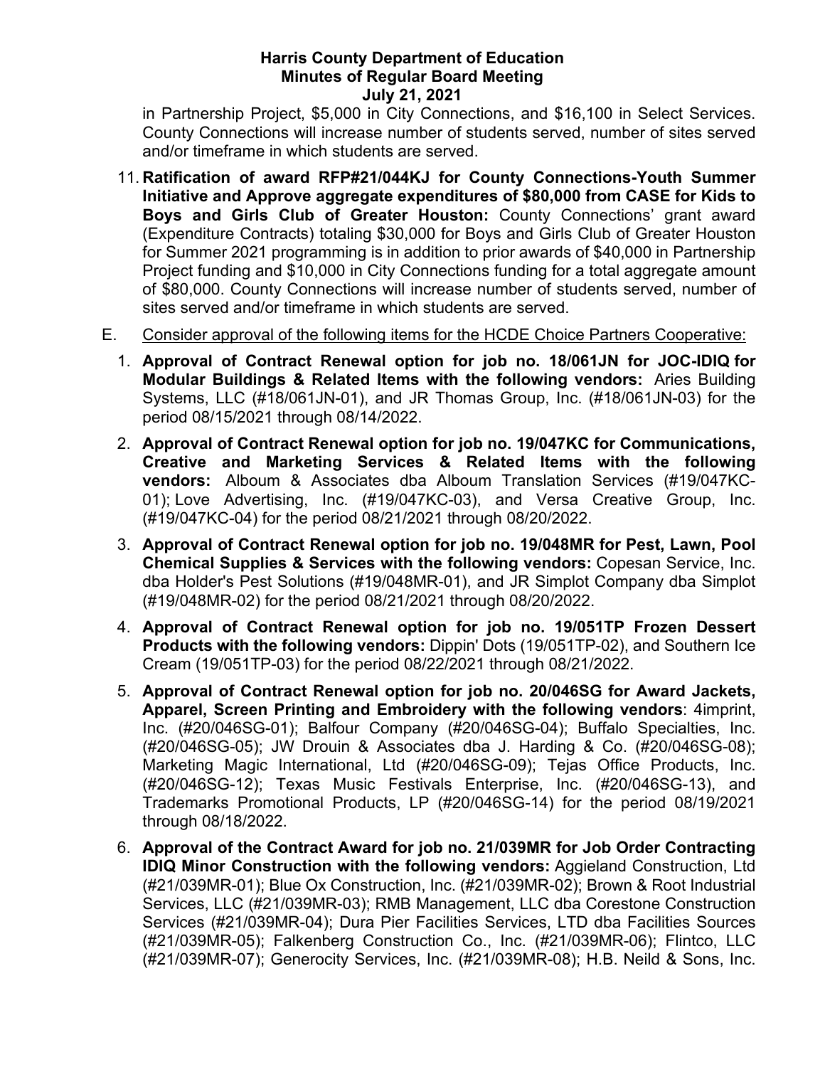in Partnership Project, $5,000 in City Connections, and $16,100 in Select Services. County Connections will increase number of students served, number of sites served and/or timeframe in which students are served.

11. **Ratification of award RFP#21/044KJ for County Connections-Youth Summer Initiative and Approve aggregate expenditures of $80,000 from CASE for Kids to Boys and Girls Club of Greater Houston:** County Connections' grant award (Expenditure Contracts) totaling $30,000 for Boys and Girls Club of Greater Houston for Summer 2021 programming is in addition to prior awards of $40,000 in Partnership Project funding and $10,000 in City Connections funding for a total aggregate amount of $80,000. County Connections will increase number of students served, number of sites served and/or timeframe in which students are served.

E. Consider approval of the following items for the HCDE Choice Partners Cooperative:

1. **Approval of Contract Renewal option for job no. 18/061JN for JOC-IDIQ for Modular Buildings & Related Items with the following vendors:** Aries Building Systems, LLC (#18/061JN-01), and JR Thomas Group, Inc. (#18/061JN-03) for the period 08/15/2021 through 08/14/2022.
2. **Approval of Contract Renewal option for job no. 19/047KC for Communications, Creative and Marketing Services & Related Items with the following vendors:** Alboum & Associates dba Alboum Translation Services (#19/047KC-01); Love Advertising, Inc. (#19/047KC-03), and Versa Creative Group, Inc. (#19/047KC-04) for the period 08/21/2021 through 08/20/2022.
3. **Approval of Contract Renewal option for job no. 19/048MR for Pest, Lawn, Pool Chemical Supplies & Services with the following vendors:** Copesan Service, Inc. dba Holder's Pest Solutions (#19/048MR-01), and JR Simplot Company dba Simplot (#19/048MR-02) for the period 08/21/2021 through 08/20/2022.
4. **Approval of Contract Renewal option for job no. 19/051TP Frozen Dessert Products with the following vendors:** Dippin' Dots (19/051TP-02), and Southern Ice Cream (19/051TP-03) for the period 08/22/2021 through 08/21/2022.
5. **Approval of Contract Renewal option for job no. 20/046SG for Award Jackets, Apparel, Screen Printing and Embroidery with the following vendors**: 4imprint, Inc. (#20/046SG-01); Balfour Company (#20/046SG-04); Buffalo Specialties, Inc. (#20/046SG-05); JW Drouin & Associates dba J. Harding & Co. (#20/046SG-08); Marketing Magic International, Ltd (#20/046SG-09); Tejas Office Products, Inc. (#20/046SG-12); Texas Music Festivals Enterprise, Inc. (#20/046SG-13), and Trademarks Promotional Products, LP (#20/046SG-14) for the period 08/19/2021 through 08/18/2022.
6. **Approval of the Contract Award for job no. 21/039MR for Job Order Contracting IDIQ Minor Construction with the following vendors:** Aggieland Construction, Ltd (#21/039MR-01); Blue Ox Construction, Inc. (#21/039MR-02); Brown & Root Industrial Services, LLC (#21/039MR-03); RMB Management, LLC dba Corestone Construction Services (#21/039MR-04); Dura Pier Facilities Services, LTD dba Facilities Sources (#21/039MR-05); Falkenberg Construction Co., Inc. (#21/039MR-06); Flintco, LLC (#21/039MR-07); Generocity Services, Inc. (#21/039MR-08); H.B. Neild & Sons, Inc.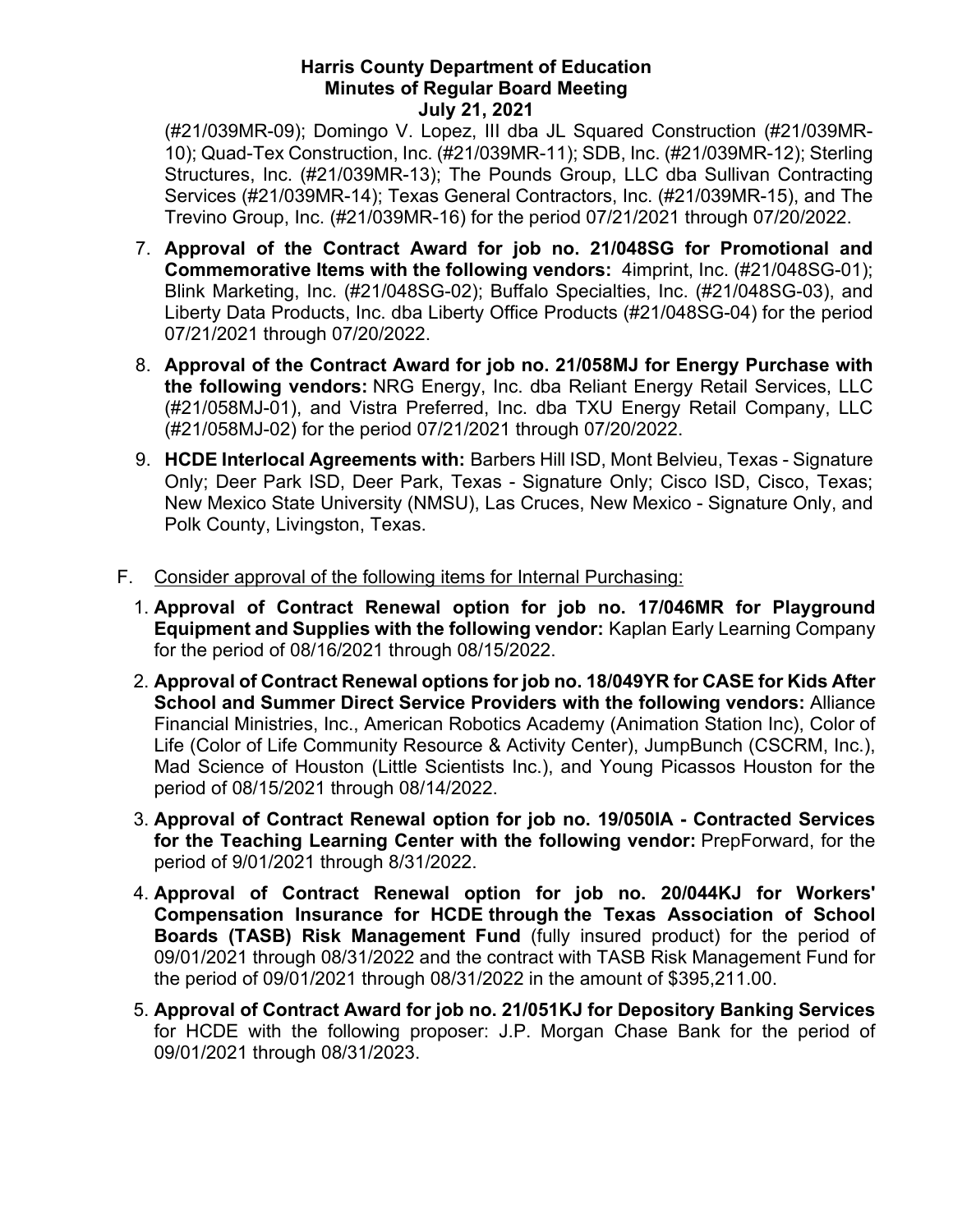(#21/039MR-09); Domingo V. Lopez, III dba JL Squared Construction (#21/039MR-10); Quad-Tex Construction, Inc. (#21/039MR-11); SDB, Inc. (#21/039MR-12); Sterling Structures, Inc. (#21/039MR-13); The Pounds Group, LLC dba Sullivan Contracting Services (#21/039MR-14); Texas General Contractors, Inc. (#21/039MR-15), and The Trevino Group, Inc. (#21/039MR-16) for the period 07/21/2021 through 07/20/2022.

7. **Approval of the Contract Award for job no. 21/048SG for Promotional and Commemorative Items with the following vendors:** 4imprint, Inc. (#21/048SG-01); Blink Marketing, Inc. (#21/048SG-02); Buffalo Specialties, Inc. (#21/048SG-03), and Liberty Data Products, Inc. dba Liberty Office Products (#21/048SG-04) for the period 07/21/2021 through 07/20/2022.
8. **Approval of the Contract Award for job no. 21/058MJ for Energy Purchase with the following vendors:** NRG Energy, Inc. dba Reliant Energy Retail Services, LLC (#21/058MJ-01), and Vistra Preferred, Inc. dba TXU Energy Retail Company, LLC (#21/058MJ-02) for the period 07/21/2021 through 07/20/2022.
9. **HCDE Interlocal Agreements with:** Barbers Hill ISD, Mont Belvieu, Texas - Signature Only; Deer Park ISD, Deer Park, Texas - Signature Only; Cisco ISD, Cisco, Texas; New Mexico State University (NMSU), Las Cruces, New Mexico - Signature Only, and Polk County, Livingston, Texas.

F. Consider approval of the following items for Internal Purchasing:

1. **Approval of Contract Renewal option for job no. 17/046MR for Playground Equipment and Supplies with the following vendor:** Kaplan Early Learning Company for the period of 08/16/2021 through 08/15/2022.
2. **Approval of Contract Renewal options for job no. 18/049YR for CASE for Kids After School and Summer Direct Service Providers with the following vendors:** Alliance Financial Ministries, Inc., American Robotics Academy (Animation Station Inc), Color of Life (Color of Life Community Resource & Activity Center), JumpBunch (CSCRM, Inc.), Mad Science of Houston (Little Scientists Inc.), and Young Picassos Houston for the period of 08/15/2021 through 08/14/2022.
3. **Approval of Contract Renewal option for job no. 19/050IA - Contracted Services for the Teaching Learning Center with the following vendor:** PrepForward, for the period of 9/01/2021 through 8/31/2022.
4. **Approval of Contract Renewal option for job no. 20/044KJ for Workers' Compensation Insurance for HCDE through the Texas Association of School Boards (TASB) Risk Management Fund** (fully insured product) for the period of 09/01/2021 through 08/31/2022 and the contract with TASB Risk Management Fund for the period of 09/01/2021 through 08/31/2022 in the amount of $395,211.00.
5. **Approval of Contract Award for job no. 21/051KJ for Depository Banking Services** for HCDE with the following proposer: J.P. Morgan Chase Bank for the period of 09/01/2021 through 08/31/2023.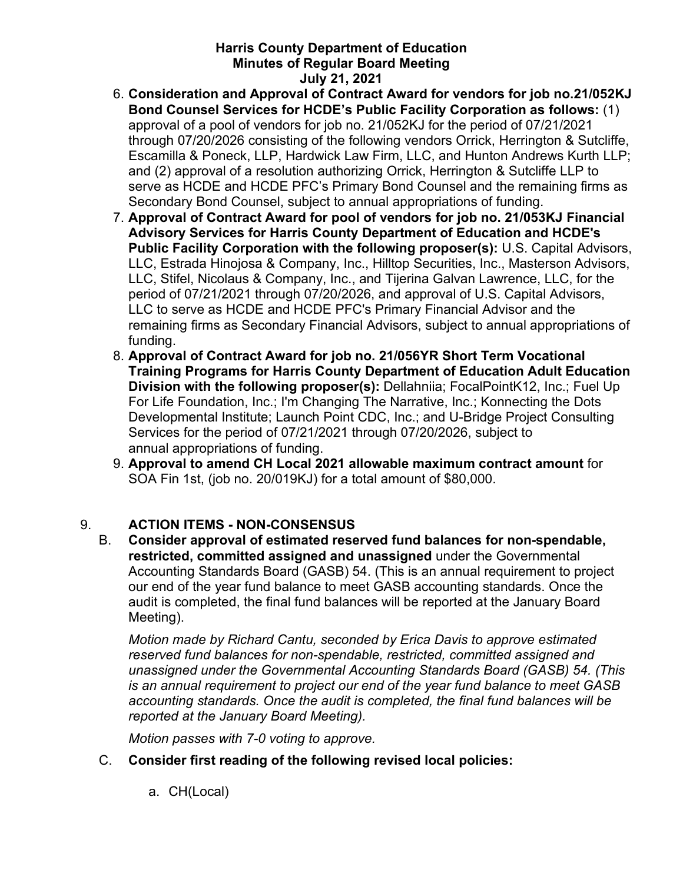6. **Consideration and Approval of Contract Award for vendors for job no.21/052KJ Bond Counsel Services for HCDE's Public Facility Corporation as follows:** (1) approval of a pool of vendors for job no. 21/052KJ for the period of 07/21/2021 through 07/20/2026 consisting of the following vendors Orrick, Herrington & Sutcliffe, Escamilla & Poneck, LLP, Hardwick Law Firm, LLC, and Hunton Andrews Kurth LLP; and (2) approval of a resolution authorizing Orrick, Herrington & Sutcliffe LLP to serve as HCDE and HCDE PFC's Primary Bond Counsel and the remaining firms as Secondary Bond Counsel, subject to annual appropriations of funding.
7. **Approval of Contract Award for pool of vendors for job no. 21/053KJ Financial Advisory Services for Harris County Department of Education and HCDE's Public Facility Corporation with the following proposer(s):** U.S. Capital Advisors, LLC, Estrada Hinojosa & Company, Inc., Hilltop Securities, Inc., Masterson Advisors, LLC, Stifel, Nicolaus & Company, Inc., and Tijerina Galvan Lawrence, LLC, for the period of 07/21/2021 through 07/20/2026, and approval of U.S. Capital Advisors, LLC to serve as HCDE and HCDE PFC's Primary Financial Advisor and the remaining firms as Secondary Financial Advisors, subject to annual appropriations of funding.
8. **Approval of Contract Award for job no. 21/056YR Short Term Vocational Training Programs for Harris County Department of Education Adult Education Division with the following proposer(s):** Dellahniia; FocalPointK12, Inc.; Fuel Up For Life Foundation, Inc.; I'm Changing The Narrative, Inc.; Konnecting the Dots Developmental Institute; Launch Point CDC, Inc.; and U-Bridge Project Consulting Services for the period of 07/21/2021 through 07/20/2026, subject to annual appropriations of funding.
9. **Approval to amend CH Local 2021 allowable maximum contract amount** for SOA Fin 1st, (job no. 20/019KJ) for a total amount of $80,000.

## 9. ACTION ITEMS - NON-CONSENSUS

B. **Consider approval of estimated reserved fund balances for non-spendable, restricted, committed assigned and unassigned** under the Governmental Accounting Standards Board (GASB) 54. (This is an annual requirement to project our end of the year fund balance to meet GASB accounting standards. Once the audit is completed, the final fund balances will be reported at the January Board Meeting).

*Motion made by Richard Cantu, seconded by Erica Davis to approve estimated reserved fund balances for non-spendable, restricted, committed assigned and unassigned under the Governmental Accounting Standards Board (GASB) 54. (This is an annual requirement to project our end of the year fund balance to meet GASB accounting standards. Once the audit is completed, the final fund balances will be reported at the January Board Meeting).*

*Motion passes with 7-0 voting to approve.*

C. **Consider first reading of the following revised local policies:**

a. CH(Local)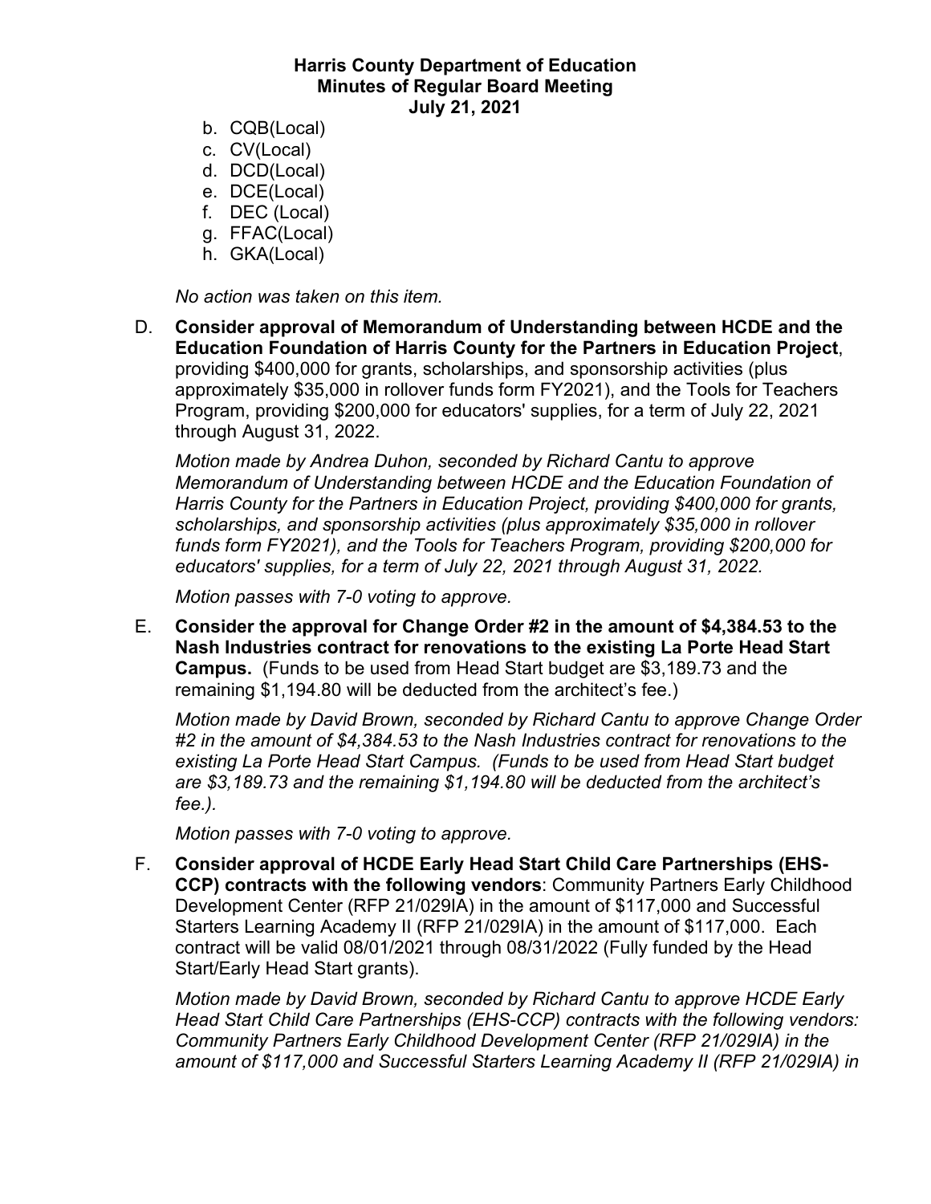b. CQB(Local)
c. CV(Local)
d. DCD(Local)
e. DCE(Local)
f. DEC (Local)
g. FFAC(Local)
h. GKA(Local)

*No action was taken on this item.*

D. **Consider approval of Memorandum of Understanding between HCDE and the Education Foundation of Harris County for the Partners in Education Project**, providing $400,000 for grants, scholarships, and sponsorship activities (plus approximately $35,000 in rollover funds form FY2021), and the Tools for Teachers Program, providing $200,000 for educators' supplies, for a term of July 22, 2021 through August 31, 2022.

*Motion made by Andrea Duhon, seconded by Richard Cantu to approve Memorandum of Understanding between HCDE and the Education Foundation of Harris County for the Partners in Education Project, providing $400,000 for grants, scholarships, and sponsorship activities (plus approximately $35,000 in rollover funds form FY2021), and the Tools for Teachers Program, providing $200,000 for educators' supplies, for a term of July 22, 2021 through August 31, 2022.*

*Motion passes with 7-0 voting to approve.*

E. **Consider the approval for Change Order #2 in the amount of $4,384.53 to the Nash Industries contract for renovations to the existing La Porte Head Start Campus.** (Funds to be used from Head Start budget are $3,189.73 and the remaining $1,194.80 will be deducted from the architect's fee.)

*Motion made by David Brown, seconded by Richard Cantu to approve Change Order #2 in the amount of $4,384.53 to the Nash Industries contract for renovations to the existing La Porte Head Start Campus. (Funds to be used from Head Start budget are $3,189.73 and the remaining $1,194.80 will be deducted from the architect's fee.).*

*Motion passes with 7-0 voting to approve.*

F. **Consider approval of HCDE Early Head Start Child Care Partnerships (EHS-CCP) contracts with the following vendors**: Community Partners Early Childhood Development Center (RFP 21/029IA) in the amount of $117,000 and Successful Starters Learning Academy II (RFP 21/029IA) in the amount of $117,000. Each contract will be valid 08/01/2021 through 08/31/2022 (Fully funded by the Head Start/Early Head Start grants).

*Motion made by David Brown, seconded by Richard Cantu to approve HCDE Early Head Start Child Care Partnerships (EHS-CCP) contracts with the following vendors: Community Partners Early Childhood Development Center (RFP 21/029IA) in the amount of $117,000 and Successful Starters Learning Academy II (RFP 21/029IA) in*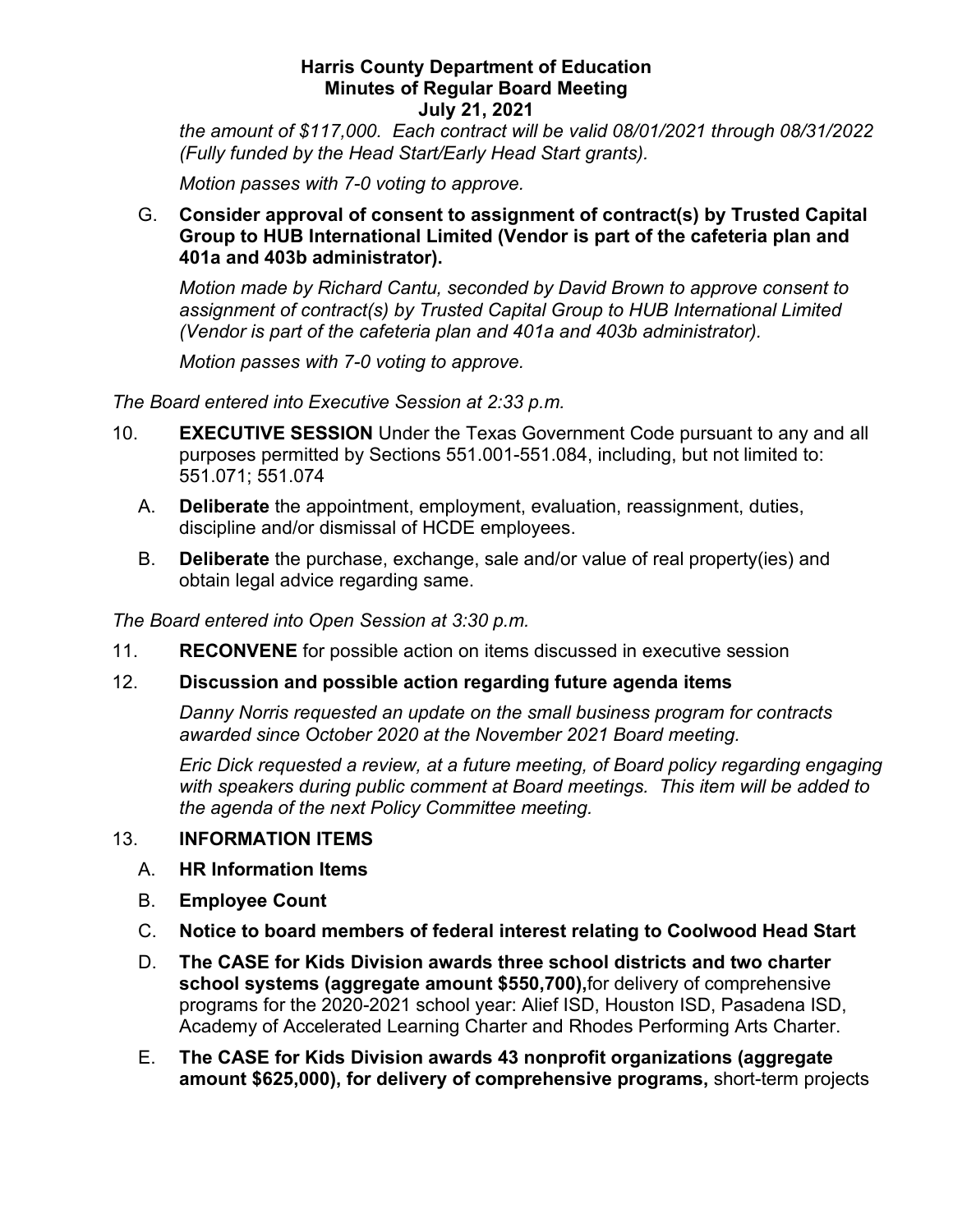*the amount of $117,000. Each contract will be valid 08/01/2021 through 08/31/2022 (Fully funded by the Head Start/Early Head Start grants).*

*Motion passes with 7-0 voting to approve.*

G. **Consider approval of consent to assignment of contract(s) by Trusted Capital Group to HUB International Limited (Vendor is part of the cafeteria plan and 401a and 403b administrator).**

*Motion made by Richard Cantu, seconded by David Brown to approve consent to assignment of contract(s) by Trusted Capital Group to HUB International Limited (Vendor is part of the cafeteria plan and 401a and 403b administrator).*

*Motion passes with 7-0 voting to approve.*

*The Board entered into Executive Session at 2:33 p.m.*

10. **EXECUTIVE SESSION** Under the Texas Government Code pursuant to any and all purposes permitted by Sections 551.001-551.084, including, but not limited to: 551.071; 551.074

    A. **Deliberate** the appointment, employment, evaluation, reassignment, duties, discipline and/or dismissal of HCDE employees.

    B. **Deliberate** the purchase, exchange, sale and/or value of real property(ies) and obtain legal advice regarding same.

*The Board entered into Open Session at 3:30 p.m.*

11. **RECONVENE** for possible action on items discussed in executive session

12. **Discussion and possible action regarding future agenda items**

    *Danny Norris requested an update on the small business program for contracts awarded since October 2020 at the November 2021 Board meeting.*

    *Eric Dick requested a review, at a future meeting, of Board policy regarding engaging with speakers during public comment at Board meetings. This item will be added to the agenda of the next Policy Committee meeting.*

13. **INFORMATION ITEMS**

    A. **HR Information Items**

    B. **Employee Count**

    C. **Notice to board members of federal interest relating to Coolwood Head Start**

    D. **The CASE for Kids Division awards three school districts and two charter school systems (aggregate amount $550,700),** for delivery of comprehensive programs for the 2020-2021 school year: Alief ISD, Houston ISD, Pasadena ISD, Academy of Accelerated Learning Charter and Rhodes Performing Arts Charter.

    E. **The CASE for Kids Division awards 43 nonprofit organizations (aggregate amount $625,000), for delivery of comprehensive programs,** short-term projects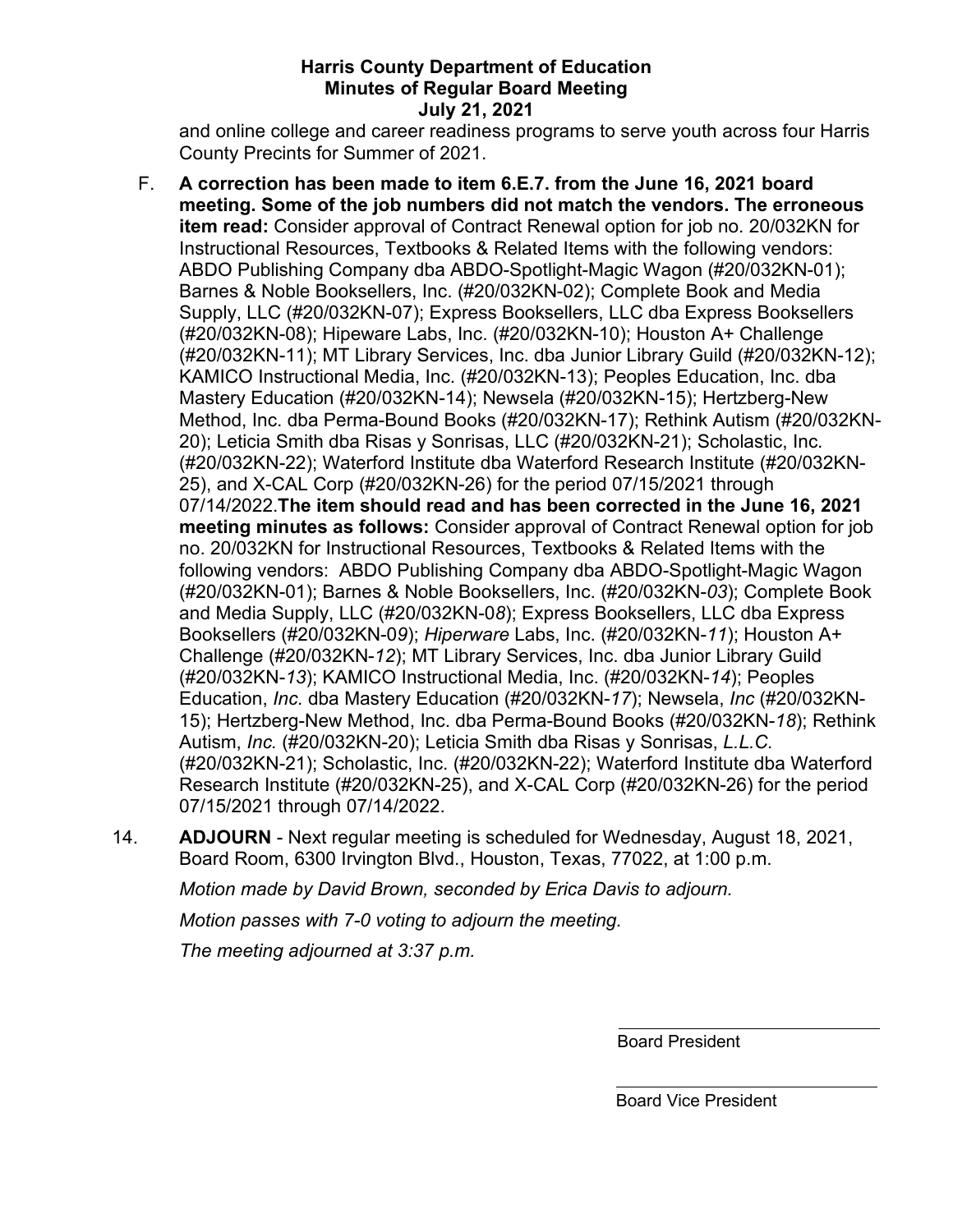and online college and career readiness programs to serve youth across four Harris County Precints for Summer of 2021.

F. **A correction has been made to item 6.E.7. from the June 16, 2021 board meeting. Some of the job numbers did not match the vendors. The erroneous item read:** Consider approval of Contract Renewal option for job no. 20/032KN for Instructional Resources, Textbooks & Related Items with the following vendors: ABDO Publishing Company dba ABDO-Spotlight-Magic Wagon (#20/032KN-01); Barnes & Noble Booksellers, Inc. (#20/032KN-02); Complete Book and Media Supply, LLC (#20/032KN-07); Express Booksellers, LLC dba Express Booksellers (#20/032KN-08); Hipeware Labs, Inc. (#20/032KN-10); Houston A+ Challenge (#20/032KN-11); MT Library Services, Inc. dba Junior Library Guild (#20/032KN-12); KAMICO Instructional Media, Inc. (#20/032KN-13); Peoples Education, Inc. dba Mastery Education (#20/032KN-14); Newsela (#20/032KN-15); Hertzberg-New Method, Inc. dba Perma-Bound Books (#20/032KN-17); Rethink Autism (#20/032KN-20); Leticia Smith dba Risas y Sonrisas, LLC (#20/032KN-21); Scholastic, Inc. (#20/032KN-22); Waterford Institute dba Waterford Research Institute (#20/032KN-25), and X-CAL Corp (#20/032KN-26) for the period 07/15/2021 through 07/14/2022.**The item should read and has been corrected in the June 16, 2021 meeting minutes as follows:** Consider approval of Contract Renewal option for job no. 20/032KN for Instructional Resources, Textbooks & Related Items with the following vendors: ABDO Publishing Company dba ABDO-Spotlight-Magic Wagon (#20/032KN-01); Barnes & Noble Booksellers, Inc. (#20/032KN-*03*); Complete Book and Media Supply, LLC (#20/032KN-0*8*); Express Booksellers, LLC dba Express Booksellers (#20/032KN-0*9*); *Hiperware* Labs, Inc. (#20/032KN-*11*); Houston A+ Challenge (#20/032KN-*12*); MT Library Services, Inc. dba Junior Library Guild (#20/032KN-*13*); KAMICO Instructional Media, Inc. (#20/032KN-*14*); Peoples Education, *Inc.* dba Mastery Education (#20/032KN-*17*); Newsela, *Inc* (#20/032KN-15); Hertzberg-New Method, Inc. dba Perma-Bound Books (#20/032KN-*18*); Rethink Autism, *Inc.* (#20/032KN-20); Leticia Smith dba Risas y Sonrisas, *L.L.C.* (#20/032KN-21); Scholastic, Inc. (#20/032KN-22); Waterford Institute dba Waterford Research Institute (#20/032KN-25), and X-CAL Corp (#20/032KN-26) for the period 07/15/2021 through 07/14/2022.

14. **ADJOURN** - Next regular meeting is scheduled for Wednesday, August 18, 2021, Board Room, 6300 Irvington Blvd., Houston, Texas, 77022, at 1:00 p.m.

*Motion made by David Brown, seconded by Erica Davis to adjourn.*

*Motion passes with 7-0 voting to adjourn the meeting.*

*The meeting adjourned at 3:37 p.m.*

Board President

Board Vice President